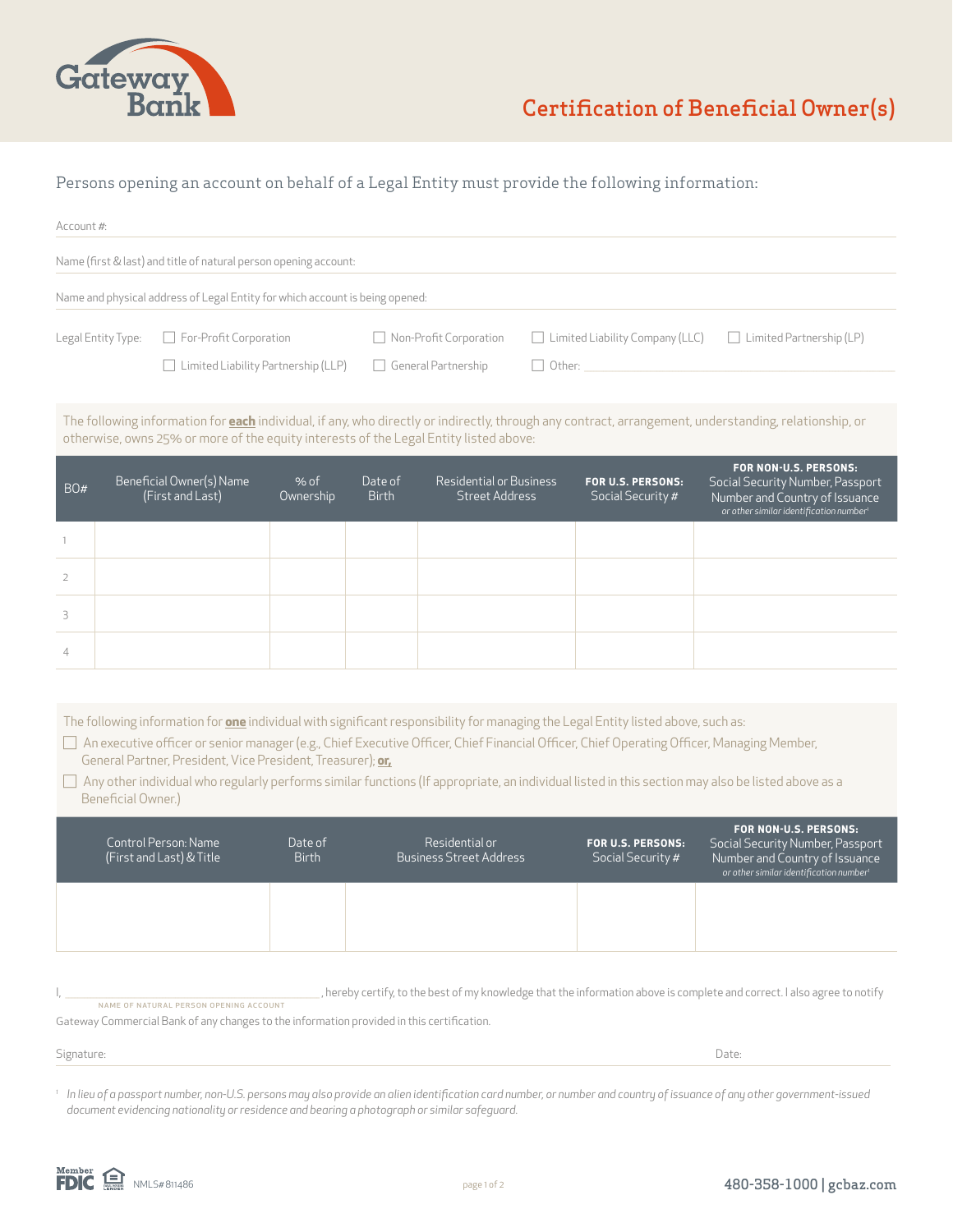# Gateway Bank

# Certification of Beneficial Owner(s)

Persons opening an account on behalf of a Legal Entity must provide the following information:

Account #:

Name (first & last) and title of natural person opening account:

Name and physical address of Legal Entity for which account is being opened:

Legal Entity Type:
- ☐ For-Profit Corporation
- ☐ Non-Profit Corporation
- ☐ Limited Liability Company (LLC)
- ☐ Limited Partnership (LP)
- ☐ Limited Liability Partnership (LLP)
- ☐ General Partnership
- ☐ Other: ______________

The following information for **each** individual, if any, who directly or indirectly, through any contract, arrangement, understanding, relationship, or otherwise, owns 25% or more of the equity interests of the Legal Entity listed above:

| BO# | Beneficial Owner(s) Name (First and Last) | % of Ownership | Date of Birth | Residential or Business Street Address | **FOR U.S. PERSONS:** Social Security # | **FOR NON-U.S. PERSONS:** Social Security Number, Passport Number and Country of Issuance *or other similar identification number*[1] |
|---|---|---|---|---|---|---|
| 1 | | | | | | |
| 2 | | | | | | |
| 3 | | | | | | |
| 4 | | | | | | |

The following information for **one** individual with significant responsibility for managing the Legal Entity listed above, such as:

- ☐ An executive officer or senior manager (e.g., Chief Executive Officer, Chief Financial Officer, Chief Operating Officer, Managing Member, General Partner, President, Vice President, Treasurer); **or,**
- ☐ Any other individual who regularly performs similar functions (If appropriate, an individual listed in this section may also be listed above as a Beneficial Owner.)

| Control Person: Name (First and Last) & Title | Date of Birth | Residential or Business Street Address | **FOR U.S. PERSONS:** Social Security # | **FOR NON-U.S. PERSONS:** Social Security Number, Passport Number and Country of Issuance *or other similar identification number*[1] |
|---|---|---|---|---|
| | | | | |

I, ______________________________, hereby certify, to the best of my knowledge that the information above is complete and correct. I also agree to notify
NAME OF NATURAL PERSON OPENING ACCOUNT
Gateway Commercial Bank of any changes to the information provided in this certification.

Signature: ______________________________ Date: ______________

[1] *In lieu of a passport number, non-U.S. persons may also provide an alien identification card number, or number and country of issuance of any other government-issued document evidencing nationality or residence and bearing a photograph or similar safeguard.*

Member FDIC | Equal Housing Lender | NMLS# 811486

480-358-1000 | gcbaz.com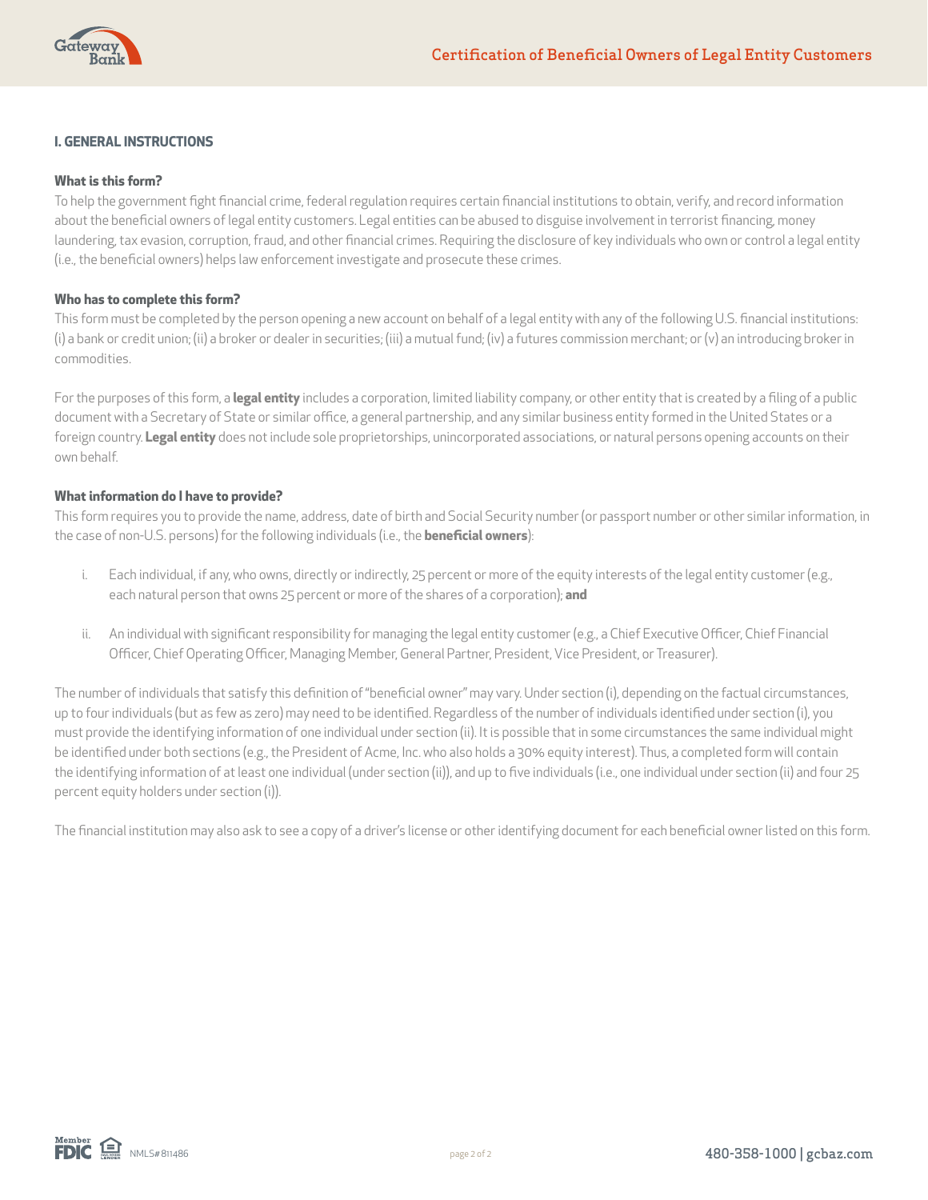## I. GENERAL INSTRUCTIONS

### What is this form?

To help the government fight financial crime, federal regulation requires certain financial institutions to obtain, verify, and record information about the beneficial owners of legal entity customers. Legal entities can be abused to disguise involvement in terrorist financing, money laundering, tax evasion, corruption, fraud, and other financial crimes. Requiring the disclosure of key individuals who own or control a legal entity (i.e., the beneficial owners) helps law enforcement investigate and prosecute these crimes.

### Who has to complete this form?

This form must be completed by the person opening a new account on behalf of a legal entity with any of the following U.S. financial institutions: (i) a bank or credit union; (ii) a broker or dealer in securities; (iii) a mutual fund; (iv) a futures commission merchant; or (v) an introducing broker in commodities.

For the purposes of this form, a **legal entity** includes a corporation, limited liability company, or other entity that is created by a filing of a public document with a Secretary of State or similar office, a general partnership, and any similar business entity formed in the United States or a foreign country. **Legal entity** does not include sole proprietorships, unincorporated associations, or natural persons opening accounts on their own behalf.

### What information do I have to provide?

This form requires you to provide the name, address, date of birth and Social Security number (or passport number or other similar information, in the case of non-U.S. persons) for the following individuals (i.e., the **beneficial owners**):

i. Each individual, if any, who owns, directly or indirectly, 25 percent or more of the equity interests of the legal entity customer (e.g., each natural person that owns 25 percent or more of the shares of a corporation); **and**

ii. An individual with significant responsibility for managing the legal entity customer (e.g., a Chief Executive Officer, Chief Financial Officer, Chief Operating Officer, Managing Member, General Partner, President, Vice President, or Treasurer).

The number of individuals that satisfy this definition of "beneficial owner" may vary. Under section (i), depending on the factual circumstances, up to four individuals (but as few as zero) may need to be identified. Regardless of the number of individuals identified under section (i), you must provide the identifying information of one individual under section (ii). It is possible that in some circumstances the same individual might be identified under both sections (e.g., the President of Acme, Inc. who also holds a 30% equity interest). Thus, a completed form will contain the identifying information of at least one individual (under section (ii)), and up to five individuals (i.e., one individual under section (ii) and four 25 percent equity holders under section (i)).

The financial institution may also ask to see a copy of a driver's license or other identifying document for each beneficial owner listed on this form.